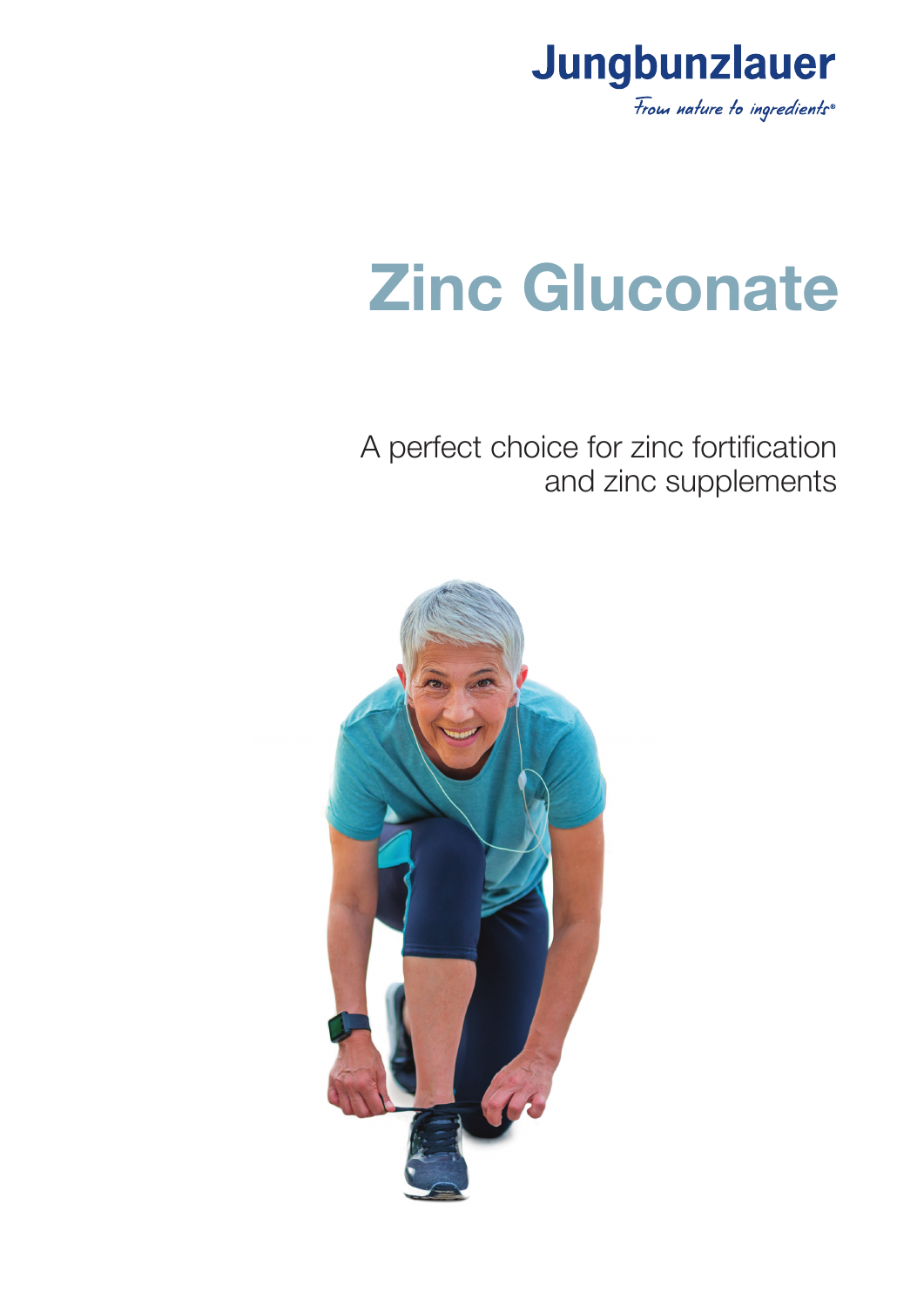Jungbunzlauer

*From nature to ingredients®*

# Zinc Gluconate

A perfect choice for zinc fortification and zinc supplements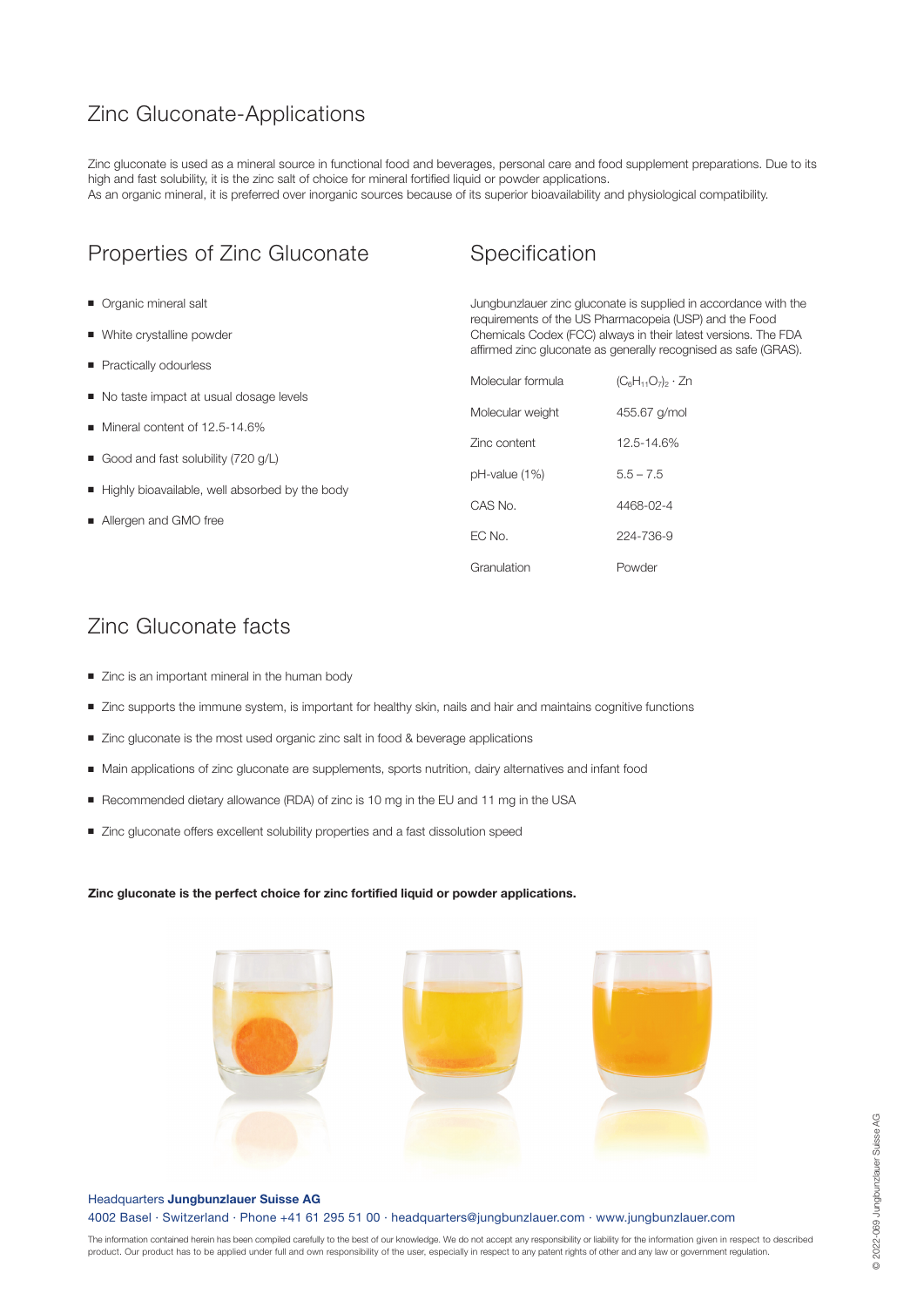# Zinc Gluconate-Applications

Zinc gluconate is used as a mineral source in functional food and beverages, personal care and food supplement preparations. Due to its high and fast solubility, it is the zinc salt of choice for mineral fortified liquid or powder applications.
As an organic mineral, it is preferred over inorganic sources because of its superior bioavailability and physiological compatibility.

## Properties of Zinc Gluconate

- Organic mineral salt
- White crystalline powder
- Practically odourless
- No taste impact at usual dosage levels
- Mineral content of 12.5-14.6%
- Good and fast solubility (720 g/L)
- Highly bioavailable, well absorbed by the body
- Allergen and GMO free

## Specification

Jungbunzlauer zinc gluconate is supplied in accordance with the requirements of the US Pharmacopeia (USP) and the Food Chemicals Codex (FCC) always in their latest versions. The FDA affirmed zinc gluconate as generally recognised as safe (GRAS).

| | |
|---|---|
| Molecular formula | $(C_6H_{11}O_7)_2 \cdot Zn$ |
| Molecular weight | 455.67 g/mol |
| Zinc content | 12.5-14.6% |
| pH-value (1%) | 5.5 – 7.5 |
| CAS No. | 4468-02-4 |
| EC No. | 224-736-9 |
| Granulation | Powder |

## Zinc Gluconate facts

- Zinc is an important mineral in the human body
- Zinc supports the immune system, is important for healthy skin, nails and hair and maintains cognitive functions
- Zinc gluconate is the most used organic zinc salt in food & beverage applications
- Main applications of zinc gluconate are supplements, sports nutrition, dairy alternatives and infant food
- Recommended dietary allowance (RDA) of zinc is 10 mg in the EU and 11 mg in the USA
- Zinc gluconate offers excellent solubility properties and a fast dissolution speed

**Zinc gluconate is the perfect choice for zinc fortified liquid or powder applications.**

Headquarters **Jungbunzlauer Suisse AG**
4002 Basel · Switzerland · Phone +41 61 295 51 00 · headquarters@jungbunzlauer.com · www.jungbunzlauer.com

The information contained herein has been compiled carefully to the best of our knowledge. We do not accept any responsibility or liability for the information given in respect to described product. Our product has to be applied under full and own responsibility of the user, especially in respect to any patent rights of other and any law or government regulation.

© 2022-069 Jungbunzlauer Suisse AG